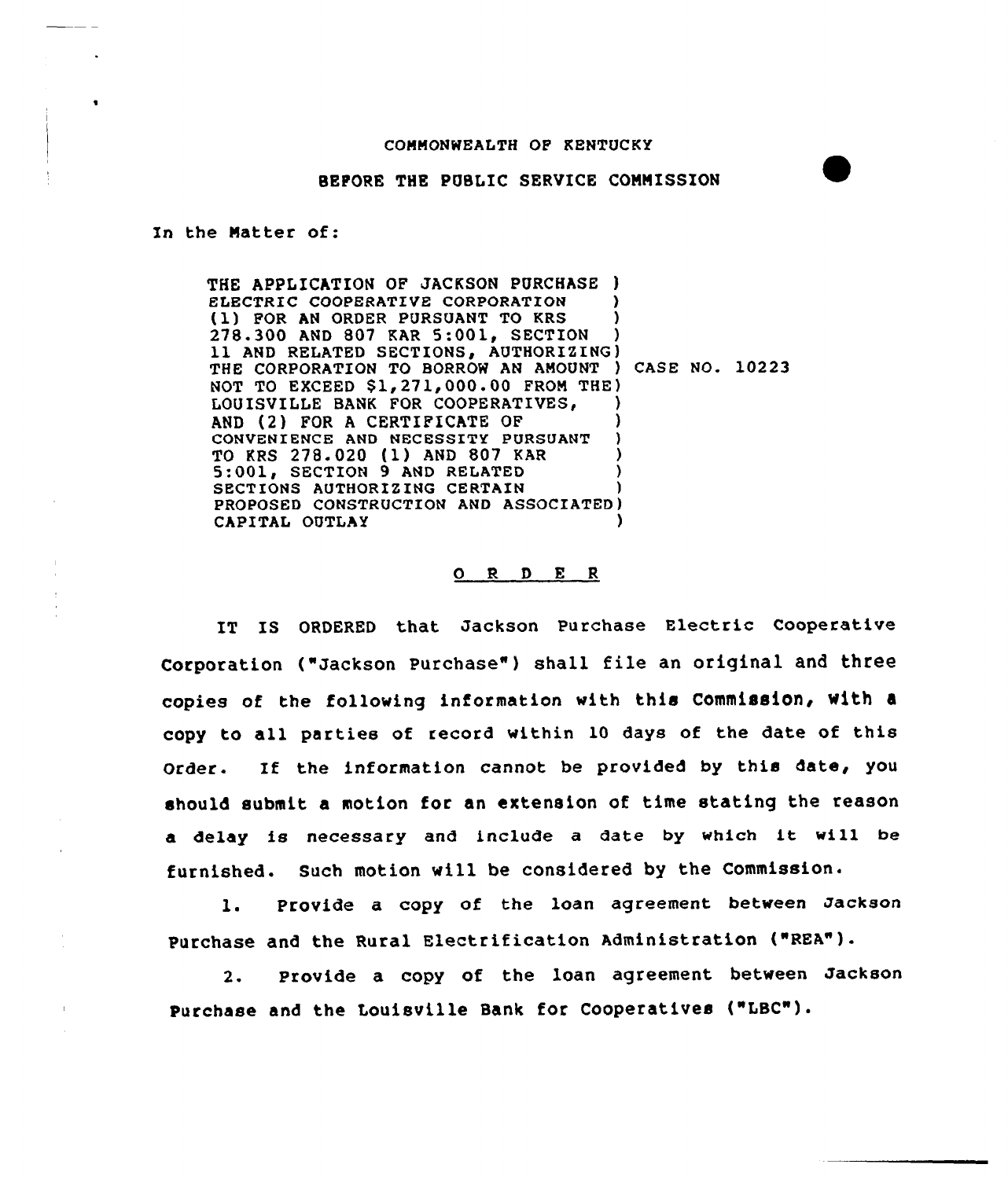COMMONWEALTH OF KENTUCKY

BEFORE THE PUBLIC SERVICE COMMISSION

In the Matter of:

THE APPLICATION OF JACKSON PURCHASE ELECTRIC COOPERATIVE CORPORATION (1) FOR AN ORDER PURSUANT TO KRS 278.300 AND 807 KAR 5:001, SECTION 11 AND RELATED SECTIONS, AUTHORIZING THE CORPORATION TO BORROW AN AMOUNT NOT TO EXCEED $1,271,000.00 FROM THE LOUISVILLE BANK FOR COOPERATIVES, AND (2) FOR A CERTIFICATE OF CONVENIENCE AND NECESSITY PURSUANT TO KRS 278.020 (1) AND 807 KAR 5:001, SECTION 9 AND RELATED SECTIONS AUTHORIZING CERTAIN PROPOSED CONSTRUCTION AND ASSOCIATED CAPITAL OUTLAY

CASE NO. 10223

O R D E R

IT IS ORDERED that Jackson Purchase Electric Cooperative Corporation ("Jackson Purchase") shall file an original and three copies of the following information with this Commission, with a copy to all parties of record within 10 days of the date of this Order. If the information cannot be provided by this date, you should submit a motion for an extension of time stating the reason a delay is necessary and include a date by which it will be furnished. Such motion will be considered by the Commission.

1. Provide a copy of the loan agreement between Jackson Purchase and the Rural Electrification Administration ("REA").

2. Provide a copy of the loan agreement between Jackson Purchase and the Louisville Bank for Cooperatives ("LBC").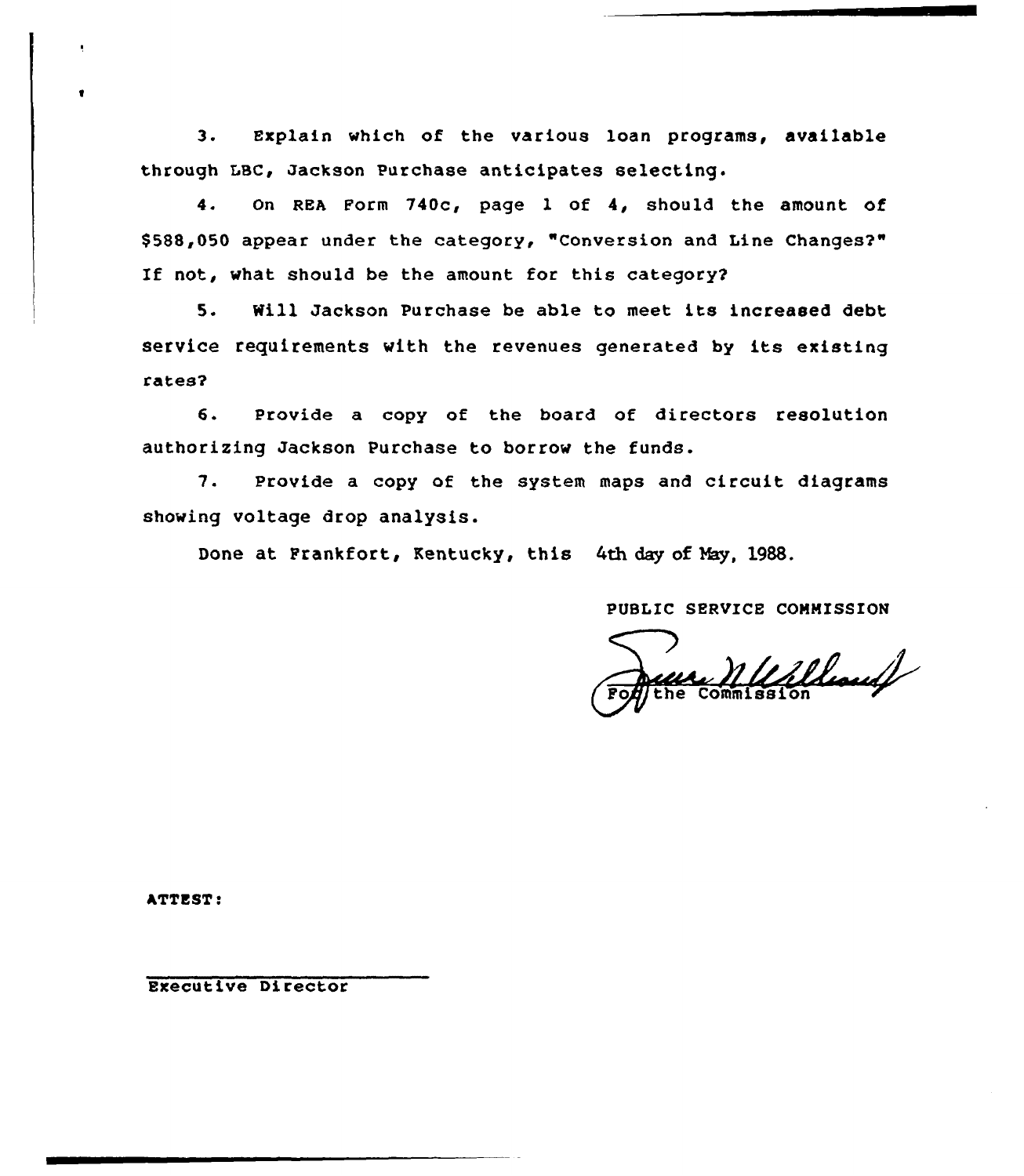3. Explain which of the various loan programs, available through LBC, Jackson Purchase anticipates selecting.

4. On REA Form 740c, page 1 of 4, should the amount of $588,050 appear under the category, "Conversion and Line Changes?" If not, what should be the amount for this category?

5. Will Jackson Purchase be able to meet its increased debt service requirements with the revenues generated by its existing rates?

6. Provide a copy of the board of directors resolution authorizing Jackson Purchase to borrow the funds.

7. Provide a copy of the system maps and circuit diagrams showing voltage drop analysis.

Done at Frankfort, Kentucky, this 4th day of May, 1988.

PUBLIC SERVICE COMMISSION

For the Commission

ATTEST:

Executive Director